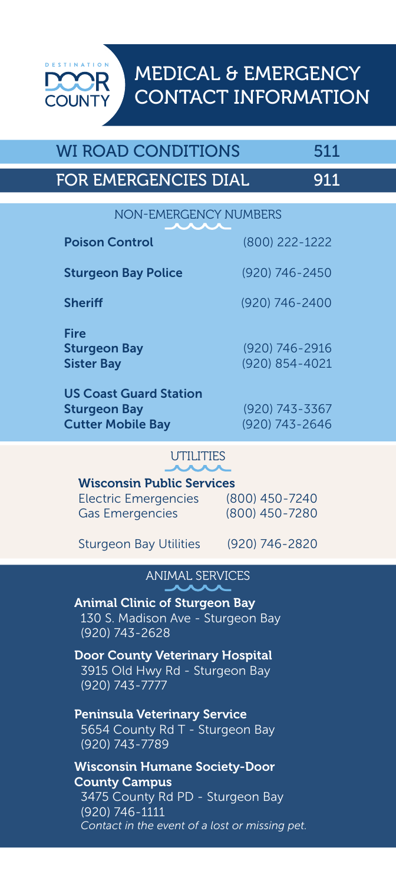DESTINATION DOOR COUNTY

# MEDICAL & EMERGENCY CONTACT INFORMATION

| WI ROAD CONDITIONS | 511 |
| --- | --- |
| FOR EMERGENCIES DIAL | 911 |

## NON-EMERGENCY NUMBERS

| | |
| --- | --- |
| **Poison Control** | (800) 222-1222 |
| **Sturgeon Bay Police** | (920) 746-2450 |
| **Sheriff** | (920) 746-2400 |
| **Fire** | |
| **Sturgeon Bay** | (920) 746-2916 |
| **Sister Bay** | (920) 854-4021 |
| **US Coast Guard Station** | |
| **Sturgeon Bay** | (920) 743-3367 |
| **Cutter Mobile Bay** | (920) 743-2646 |

## UTILITIES

**Wisconsin Public Services**

| | |
| --- | --- |
| Electric Emergencies | (800) 450-7240 |
| Gas Emergencies | (800) 450-7280 |
| Sturgeon Bay Utilities | (920) 746-2820 |

## ANIMAL SERVICES

**Animal Clinic of Sturgeon Bay**
130 S. Madison Ave - Sturgeon Bay
(920) 743-2628

**Door County Veterinary Hospital**
3915 Old Hwy Rd - Sturgeon Bay
(920) 743-7777

**Peninsula Veterinary Service**
5654 County Rd T - Sturgeon Bay
(920) 743-7789

**Wisconsin Humane Society-Door County Campus**
3475 County Rd PD - Sturgeon Bay
(920) 746-1111
*Contact in the event of a lost or missing pet.*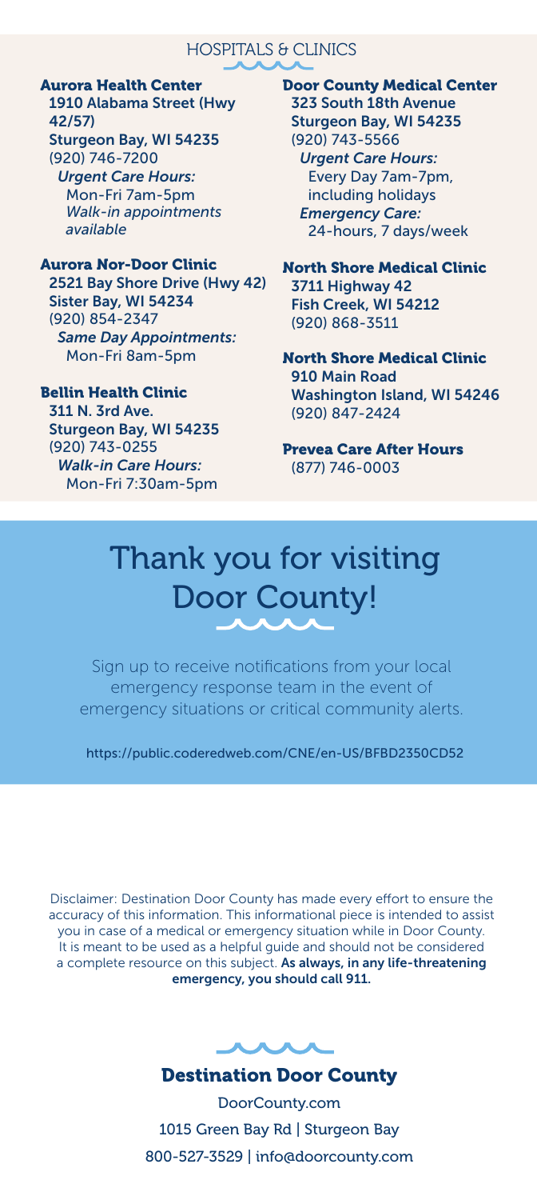## HOSPITALS & CLINICS

### Aurora Health Center

**1910 Alabama Street (Hwy 42/57)**
**Sturgeon Bay, WI 54235**
(920) 746-7200
*Urgent Care Hours:*
Mon-Fri 7am-5pm
*Walk-in appointments available*

### Aurora Nor-Door Clinic

**2521 Bay Shore Drive (Hwy 42)**
**Sister Bay, WI 54234**
(920) 854-2347
*Same Day Appointments:*
Mon-Fri 8am-5pm

### Bellin Health Clinic

**311 N. 3rd Ave.**
**Sturgeon Bay, WI 54235**
(920) 743-0255
*Walk-in Care Hours:*
Mon-Fri 7:30am-5pm

### Door County Medical Center

**323 South 18th Avenue**
**Sturgeon Bay, WI 54235**
(920) 743-5566
*Urgent Care Hours:*
Every Day 7am-7pm, including holidays
*Emergency Care:*
24-hours, 7 days/week

### North Shore Medical Clinic

**3711 Highway 42**
**Fish Creek, WI 54212**
(920) 868-3511

### North Shore Medical Clinic

**910 Main Road**
**Washington Island, WI 54246**
(920) 847-2424

### Prevea Care After Hours

(877) 746-0003

# Thank you for visiting Door County!

Sign up to receive notifications from your local emergency response team in the event of emergency situations or critical community alerts.

https://public.coderedweb.com/CNE/en-US/BFBD2350CD52

Disclaimer: Destination Door County has made every effort to ensure the accuracy of this information. This informational piece is intended to assist you in case of a medical or emergency situation while in Door County. It is meant to be used as a helpful guide and should not be considered a complete resource on this subject. **As always, in any life-threatening emergency, you should call 911.**

## Destination Door County

DoorCounty.com
1015 Green Bay Rd | Sturgeon Bay
800-527-3529 | info@doorcounty.com